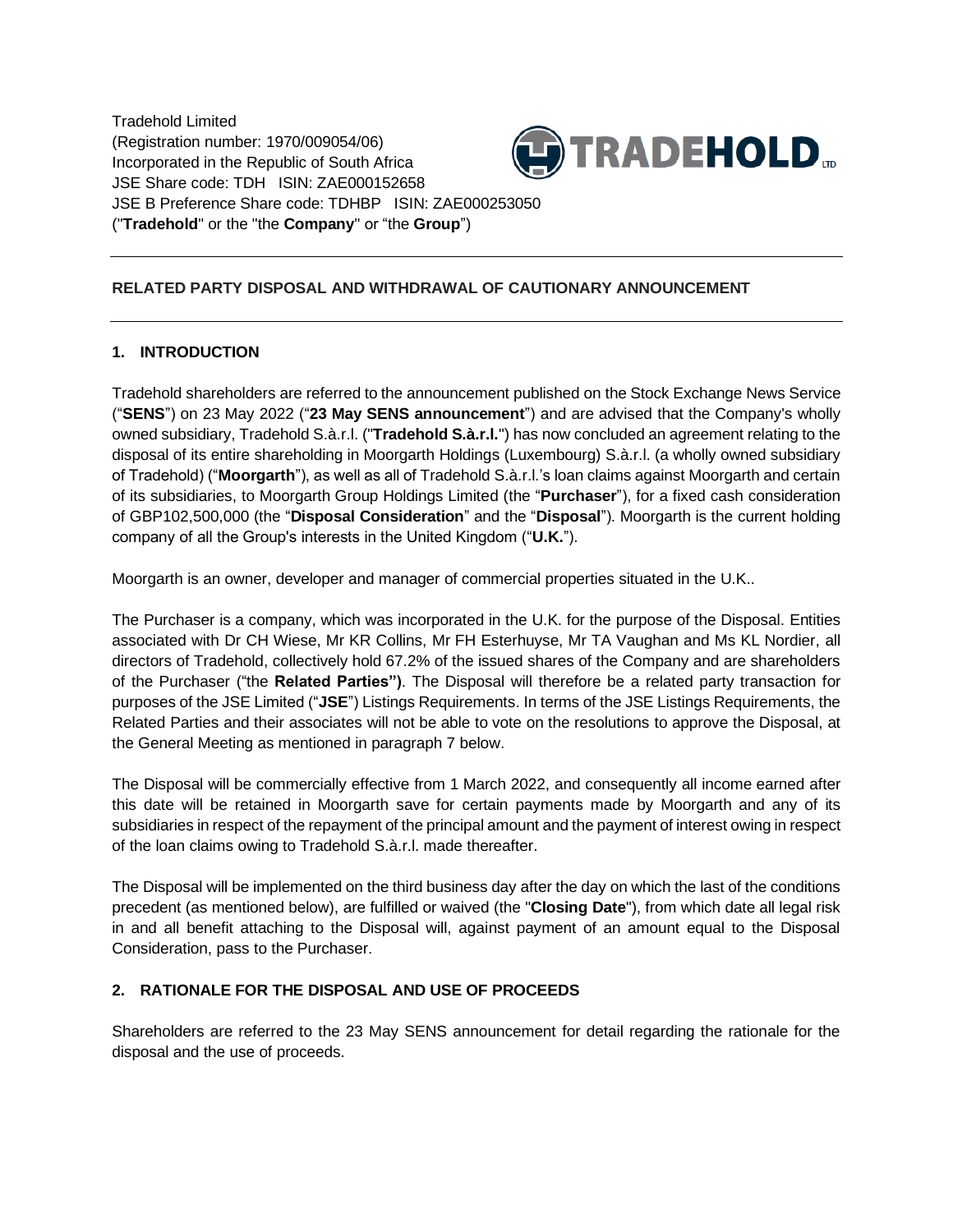Tradehold Limited
(Registration number: 1970/009054/06)
Incorporated in the Republic of South Africa
JSE Share code: TDH ISIN: ZAE000152658
JSE B Preference Share code: TDHBP ISIN: ZAE000253050
("**Tradehold**" or the "the **Company**" or "the **Group**")

---

**RELATED PARTY DISPOSAL AND WITHDRAWAL OF CAUTIONARY ANNOUNCEMENT**

---

## 1. INTRODUCTION

Tradehold shareholders are referred to the announcement published on the Stock Exchange News Service ("**SENS**") on 23 May 2022 ("**23 May SENS announcement**") and are advised that the Company's wholly owned subsidiary, Tradehold S.à.r.l. ("**Tradehold S.à.r.l.**") has now concluded an agreement relating to the disposal of its entire shareholding in Moorgarth Holdings (Luxembourg) S.à.r.l. (a wholly owned subsidiary of Tradehold) ("**Moorgarth**"), as well as all of Tradehold S.à.r.l.'s loan claims against Moorgarth and certain of its subsidiaries, to Moorgarth Group Holdings Limited (the "**Purchaser**"), for a fixed cash consideration of GBP102,500,000 (the "**Disposal Consideration**" and the "**Disposal**"). Moorgarth is the current holding company of all the Group's interests in the United Kingdom ("**U.K.**").

Moorgarth is an owner, developer and manager of commercial properties situated in the U.K..

The Purchaser is a company, which was incorporated in the U.K. for the purpose of the Disposal. Entities associated with Dr CH Wiese, Mr KR Collins, Mr FH Esterhuyse, Mr TA Vaughan and Ms KL Nordier, all directors of Tradehold, collectively hold 67.2% of the issued shares of the Company and are shareholders of the Purchaser ("the **Related Parties")**. The Disposal will therefore be a related party transaction for purposes of the JSE Limited ("**JSE**") Listings Requirements. In terms of the JSE Listings Requirements, the Related Parties and their associates will not be able to vote on the resolutions to approve the Disposal, at the General Meeting as mentioned in paragraph 7 below.

The Disposal will be commercially effective from 1 March 2022, and consequently all income earned after this date will be retained in Moorgarth save for certain payments made by Moorgarth and any of its subsidiaries in respect of the repayment of the principal amount and the payment of interest owing in respect of the loan claims owing to Tradehold S.à.r.l. made thereafter.

The Disposal will be implemented on the third business day after the day on which the last of the conditions precedent (as mentioned below), are fulfilled or waived (the "**Closing Date**"), from which date all legal risk in and all benefit attaching to the Disposal will, against payment of an amount equal to the Disposal Consideration, pass to the Purchaser.

## 2. RATIONALE FOR THE DISPOSAL AND USE OF PROCEEDS

Shareholders are referred to the 23 May SENS announcement for detail regarding the rationale for the disposal and the use of proceeds.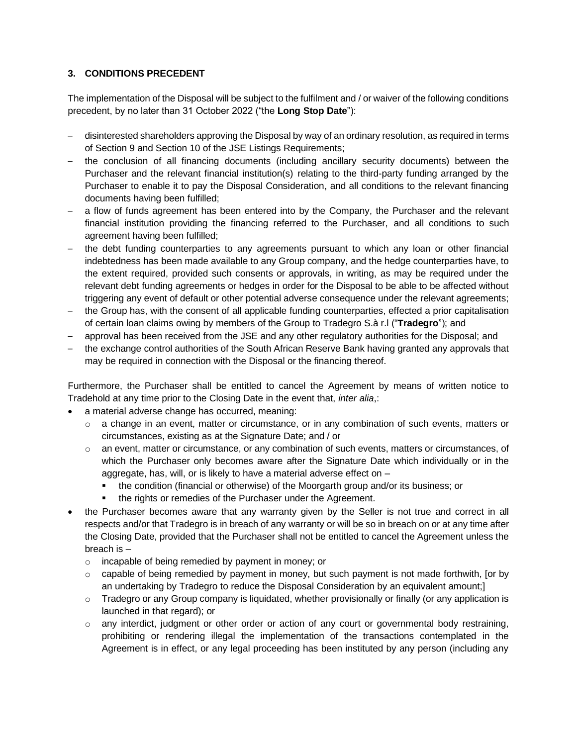### 3. CONDITIONS PRECEDENT

The implementation of the Disposal will be subject to the fulfilment and / or waiver of the following conditions precedent, by no later than 31 October 2022 ("the **Long Stop Date**"):

- disinterested shareholders approving the Disposal by way of an ordinary resolution, as required in terms of Section 9 and Section 10 of the JSE Listings Requirements;
- the conclusion of all financing documents (including ancillary security documents) between the Purchaser and the relevant financial institution(s) relating to the third-party funding arranged by the Purchaser to enable it to pay the Disposal Consideration, and all conditions to the relevant financing documents having been fulfilled;
- a flow of funds agreement has been entered into by the Company, the Purchaser and the relevant financial institution providing the financing referred to the Purchaser, and all conditions to such agreement having been fulfilled;
- the debt funding counterparties to any agreements pursuant to which any loan or other financial indebtedness has been made available to any Group company, and the hedge counterparties have, to the extent required, provided such consents or approvals, in writing, as may be required under the relevant debt funding agreements or hedges in order for the Disposal to be able to be affected without triggering any event of default or other potential adverse consequence under the relevant agreements;
- the Group has, with the consent of all applicable funding counterparties, effected a prior capitalisation of certain loan claims owing by members of the Group to Tradegro S.à r.l ("**Tradegro**"); and
- approval has been received from the JSE and any other regulatory authorities for the Disposal; and
- the exchange control authorities of the South African Reserve Bank having granted any approvals that may be required in connection with the Disposal or the financing thereof.

Furthermore, the Purchaser shall be entitled to cancel the Agreement by means of written notice to Tradehold at any time prior to the Closing Date in the event that, *inter alia*,:

- a material adverse change has occurred, meaning:
  - a change in an event, matter or circumstance, or in any combination of such events, matters or circumstances, existing as at the Signature Date; and / or
  - an event, matter or circumstance, or any combination of such events, matters or circumstances, of which the Purchaser only becomes aware after the Signature Date which individually or in the aggregate, has, will, or is likely to have a material adverse effect on –
    - the condition (financial or otherwise) of the Moorgarth group and/or its business; or
    - the rights or remedies of the Purchaser under the Agreement.
- the Purchaser becomes aware that any warranty given by the Seller is not true and correct in all respects and/or that Tradegro is in breach of any warranty or will be so in breach on or at any time after the Closing Date, provided that the Purchaser shall not be entitled to cancel the Agreement unless the breach is –
  - incapable of being remedied by payment in money; or
  - capable of being remedied by payment in money, but such payment is not made forthwith, [or by an undertaking by Tradegro to reduce the Disposal Consideration by an equivalent amount;]
  - Tradegro or any Group company is liquidated, whether provisionally or finally (or any application is launched in that regard); or
  - any interdict, judgment or other order or action of any court or governmental body restraining, prohibiting or rendering illegal the implementation of the transactions contemplated in the Agreement is in effect, or any legal proceeding has been instituted by any person (including any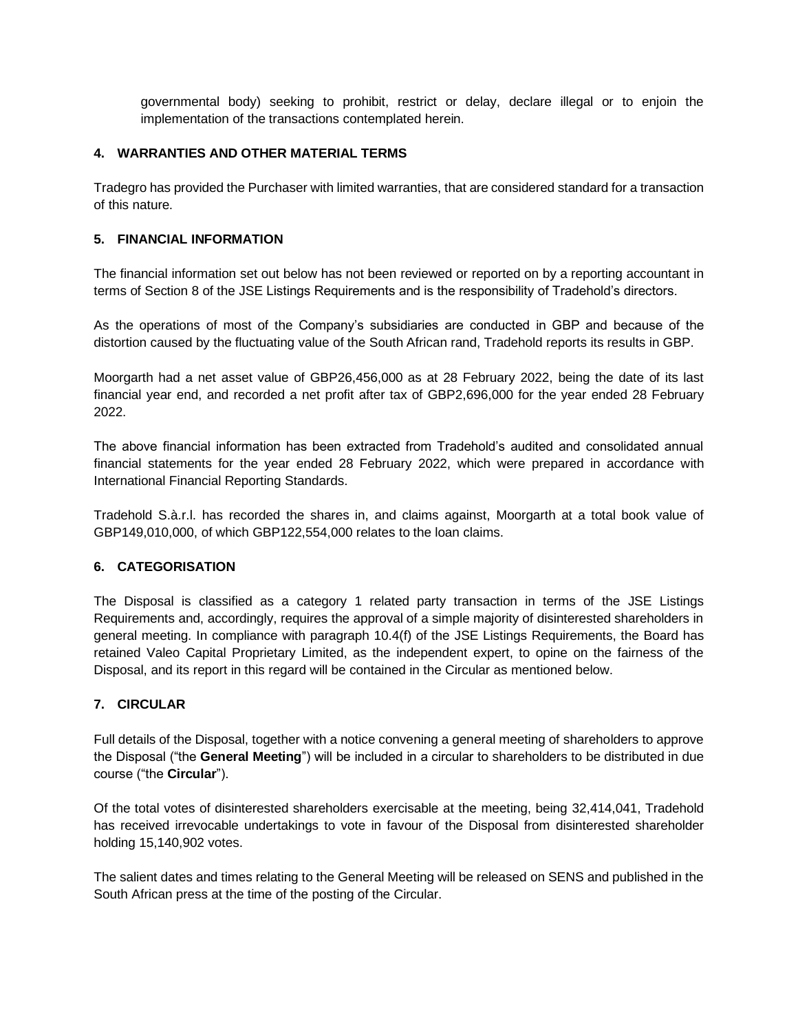governmental body) seeking to prohibit, restrict or delay, declare illegal or to enjoin the implementation of the transactions contemplated herein.

## 4. WARRANTIES AND OTHER MATERIAL TERMS

Tradegro has provided the Purchaser with limited warranties, that are considered standard for a transaction of this nature.

## 5. FINANCIAL INFORMATION

The financial information set out below has not been reviewed or reported on by a reporting accountant in terms of Section 8 of the JSE Listings Requirements and is the responsibility of Tradehold's directors.

As the operations of most of the Company's subsidiaries are conducted in GBP and because of the distortion caused by the fluctuating value of the South African rand, Tradehold reports its results in GBP.

Moorgarth had a net asset value of GBP26,456,000 as at 28 February 2022, being the date of its last financial year end, and recorded a net profit after tax of GBP2,696,000 for the year ended 28 February 2022.

The above financial information has been extracted from Tradehold's audited and consolidated annual financial statements for the year ended 28 February 2022, which were prepared in accordance with International Financial Reporting Standards.

Tradehold S.à.r.l. has recorded the shares in, and claims against, Moorgarth at a total book value of GBP149,010,000, of which GBP122,554,000 relates to the loan claims.

## 6. CATEGORISATION

The Disposal is classified as a category 1 related party transaction in terms of the JSE Listings Requirements and, accordingly, requires the approval of a simple majority of disinterested shareholders in general meeting. In compliance with paragraph 10.4(f) of the JSE Listings Requirements, the Board has retained Valeo Capital Proprietary Limited, as the independent expert, to opine on the fairness of the Disposal, and its report in this regard will be contained in the Circular as mentioned below.

## 7. CIRCULAR

Full details of the Disposal, together with a notice convening a general meeting of shareholders to approve the Disposal ("the **General Meeting**") will be included in a circular to shareholders to be distributed in due course ("the **Circular**").

Of the total votes of disinterested shareholders exercisable at the meeting, being 32,414,041, Tradehold has received irrevocable undertakings to vote in favour of the Disposal from disinterested shareholder holding 15,140,902 votes.

The salient dates and times relating to the General Meeting will be released on SENS and published in the South African press at the time of the posting of the Circular.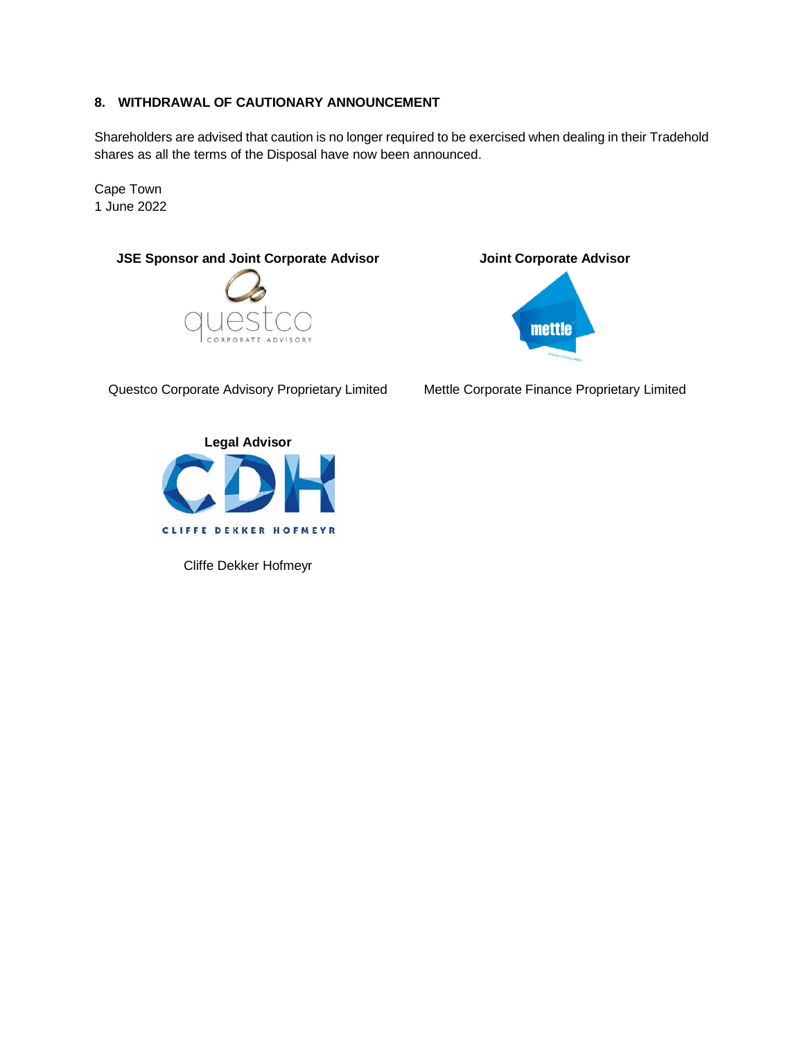## 8. WITHDRAWAL OF CAUTIONARY ANNOUNCEMENT

Shareholders are advised that caution is no longer required to be exercised when dealing in their Tradehold shares as all the terms of the Disposal have now been announced.

Cape Town
1 June 2022

**JSE Sponsor and Joint Corporate Advisor**

Questco Corporate Advisory Proprietary Limited

**Joint Corporate Advisor**

Mettle Corporate Finance Proprietary Limited

**Legal Advisor**

Cliffe Dekker Hofmeyr